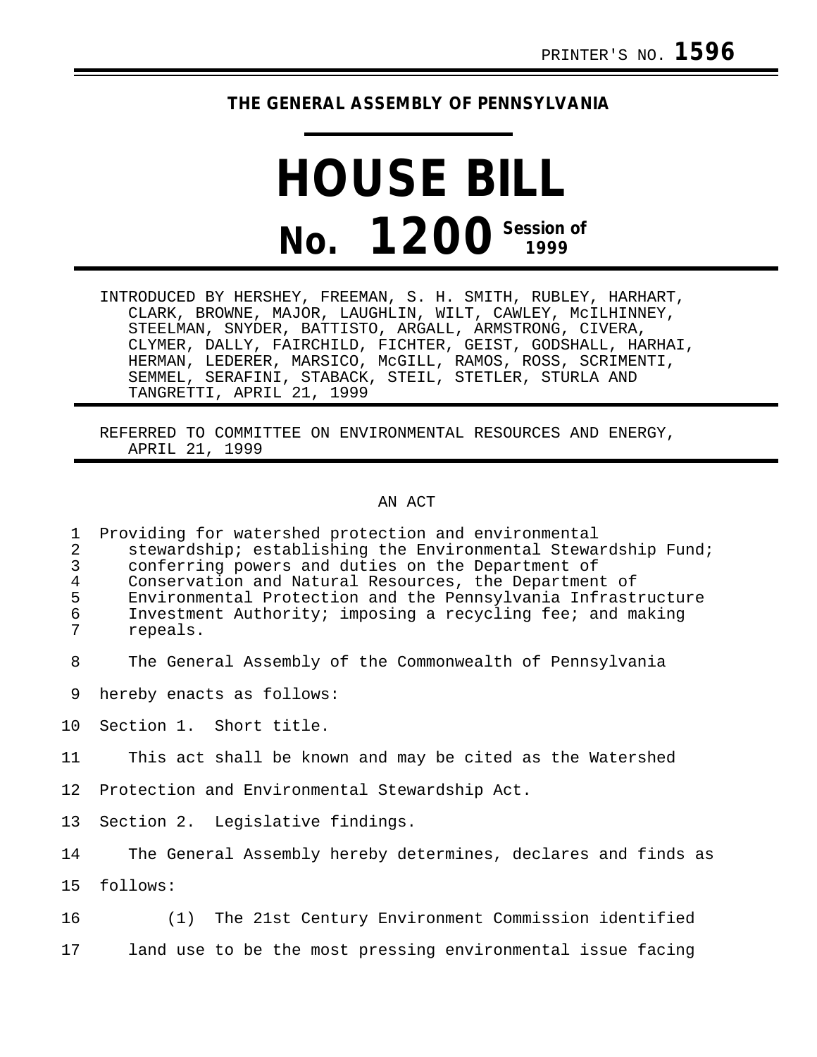PRINTER'S NO. **1596**

**THE GENERAL ASSEMBLY OF PENNSYLVANIA**

# HOUSE BILL

# No. 1200 Session of 1999

INTRODUCED BY HERSHEY, FREEMAN, S. H. SMITH, RUBLEY, HARHART, CLARK, BROWNE, MAJOR, LAUGHLIN, WILT, CAWLEY, McILHINNEY, STEELMAN, SNYDER, BATTISTO, ARGALL, ARMSTRONG, CIVERA, CLYMER, DALLY, FAIRCHILD, FICHTER, GEIST, GODSHALL, HARHAI, HERMAN, LEDERER, MARSICO, McGILL, RAMOS, ROSS, SCRIMENTI, SEMMEL, SERAFINI, STABACK, STEIL, STETLER, STURLA AND TANGRETTI, APRIL 21, 1999

REFERRED TO COMMITTEE ON ENVIRONMENTAL RESOURCES AND ENERGY, APRIL 21, 1999

AN ACT

Providing for watershed protection and environmental stewardship; establishing the Environmental Stewardship Fund; conferring powers and duties on the Department of Conservation and Natural Resources, the Department of Environmental Protection and the Pennsylvania Infrastructure Investment Authority; imposing a recycling fee; and making repeals.

The General Assembly of the Commonwealth of Pennsylvania hereby enacts as follows:

Section 1. Short title.

This act shall be known and may be cited as the Watershed Protection and Environmental Stewardship Act.

Section 2. Legislative findings.

The General Assembly hereby determines, declares and finds as follows:

(1) The 21st Century Environment Commission identified land use to be the most pressing environmental issue facing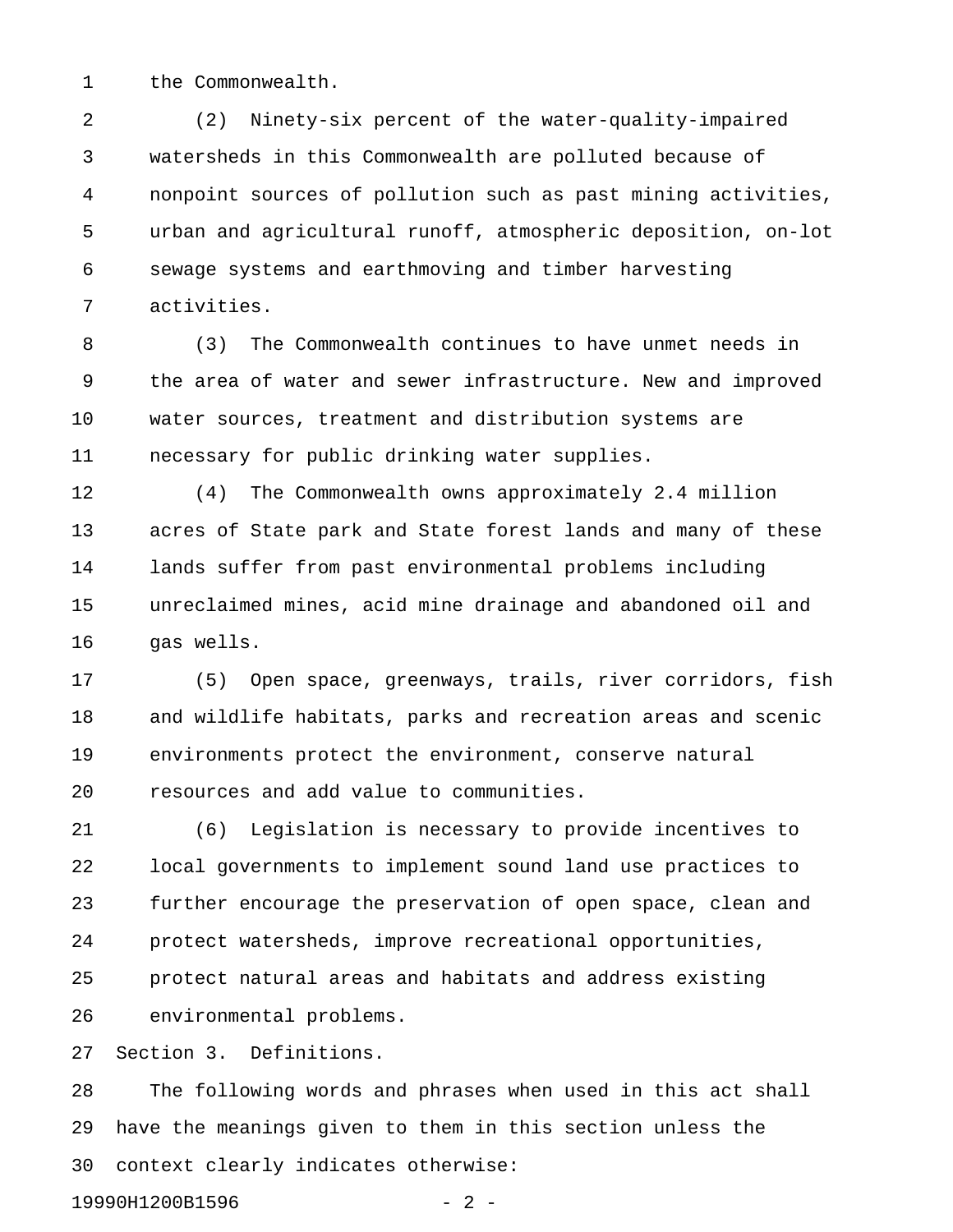the Commonwealth.

(2) Ninety-six percent of the water-quality-impaired watersheds in this Commonwealth are polluted because of nonpoint sources of pollution such as past mining activities, urban and agricultural runoff, atmospheric deposition, on-lot sewage systems and earthmoving and timber harvesting activities.

(3) The Commonwealth continues to have unmet needs in the area of water and sewer infrastructure. New and improved water sources, treatment and distribution systems are necessary for public drinking water supplies.

(4) The Commonwealth owns approximately 2.4 million acres of State park and State forest lands and many of these lands suffer from past environmental problems including unreclaimed mines, acid mine drainage and abandoned oil and gas wells.

(5) Open space, greenways, trails, river corridors, fish and wildlife habitats, parks and recreation areas and scenic environments protect the environment, conserve natural resources and add value to communities.

(6) Legislation is necessary to provide incentives to local governments to implement sound land use practices to further encourage the preservation of open space, clean and protect watersheds, improve recreational opportunities, protect natural areas and habitats and address existing environmental problems.

Section 3. Definitions.

The following words and phrases when used in this act shall have the meanings given to them in this section unless the context clearly indicates otherwise: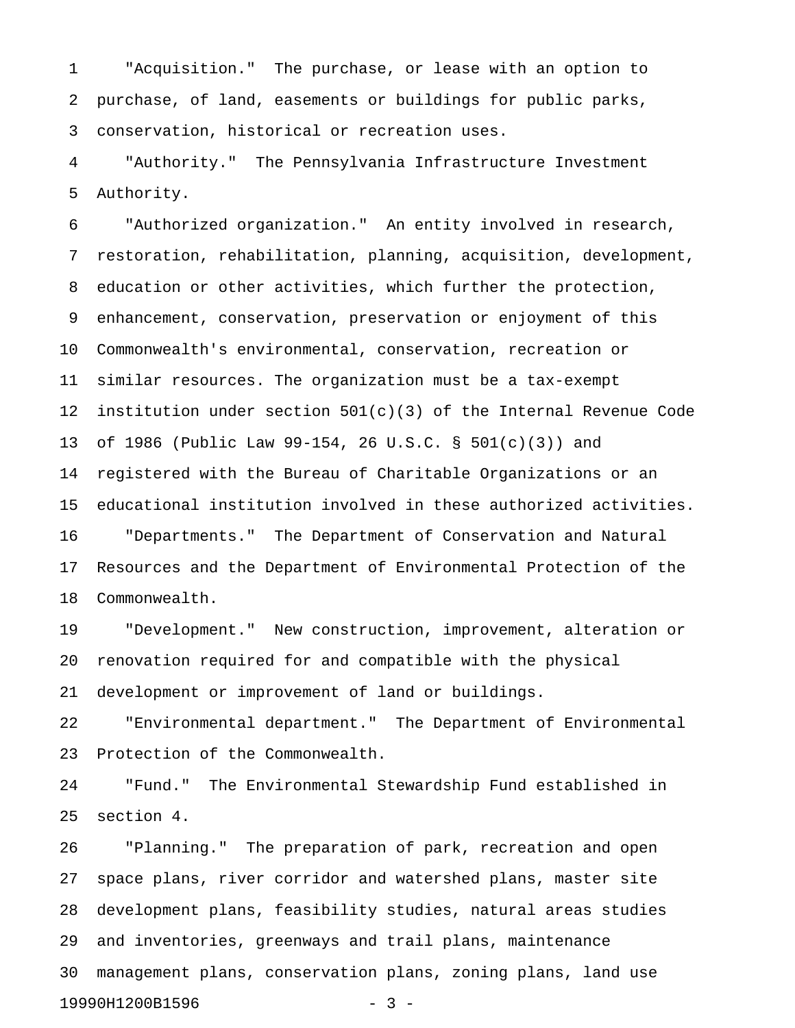"Acquisition." The purchase, or lease with an option to purchase, of land, easements or buildings for public parks, conservation, historical or recreation uses.

"Authority." The Pennsylvania Infrastructure Investment Authority.

"Authorized organization." An entity involved in research, restoration, rehabilitation, planning, acquisition, development, education or other activities, which further the protection, enhancement, conservation, preservation or enjoyment of this Commonwealth's environmental, conservation, recreation or similar resources. The organization must be a tax-exempt institution under section 501(c)(3) of the Internal Revenue Code of 1986 (Public Law 99-154, 26 U.S.C. § 501(c)(3)) and registered with the Bureau of Charitable Organizations or an educational institution involved in these authorized activities.

"Departments." The Department of Conservation and Natural Resources and the Department of Environmental Protection of the Commonwealth.

"Development." New construction, improvement, alteration or renovation required for and compatible with the physical development or improvement of land or buildings.

"Environmental department." The Department of Environmental Protection of the Commonwealth.

"Fund." The Environmental Stewardship Fund established in section 4.

"Planning." The preparation of park, recreation and open space plans, river corridor and watershed plans, master site development plans, feasibility studies, natural areas studies and inventories, greenways and trail plans, maintenance management plans, conservation plans, zoning plans, land use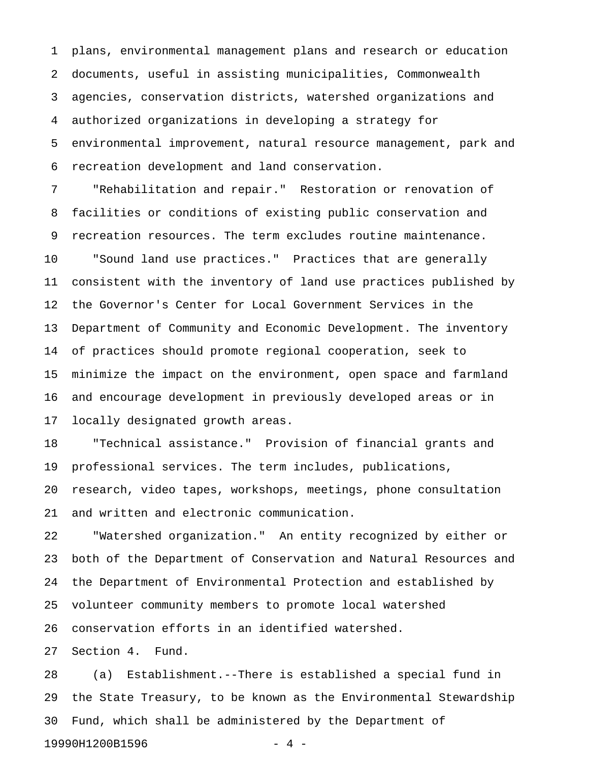plans, environmental management plans and research or education documents, useful in assisting municipalities, Commonwealth agencies, conservation districts, watershed organizations and authorized organizations in developing a strategy for environmental improvement, natural resource management, park and recreation development and land conservation.

"Rehabilitation and repair." Restoration or renovation of facilities or conditions of existing public conservation and recreation resources. The term excludes routine maintenance.

"Sound land use practices." Practices that are generally consistent with the inventory of land use practices published by the Governor's Center for Local Government Services in the Department of Community and Economic Development. The inventory of practices should promote regional cooperation, seek to minimize the impact on the environment, open space and farmland and encourage development in previously developed areas or in locally designated growth areas.

"Technical assistance." Provision of financial grants and professional services. The term includes, publications, research, video tapes, workshops, meetings, phone consultation and written and electronic communication.

"Watershed organization." An entity recognized by either or both of the Department of Conservation and Natural Resources and the Department of Environmental Protection and established by volunteer community members to promote local watershed conservation efforts in an identified watershed.

Section 4. Fund.

(a) Establishment.--There is established a special fund in the State Treasury, to be known as the Environmental Stewardship Fund, which shall be administered by the Department of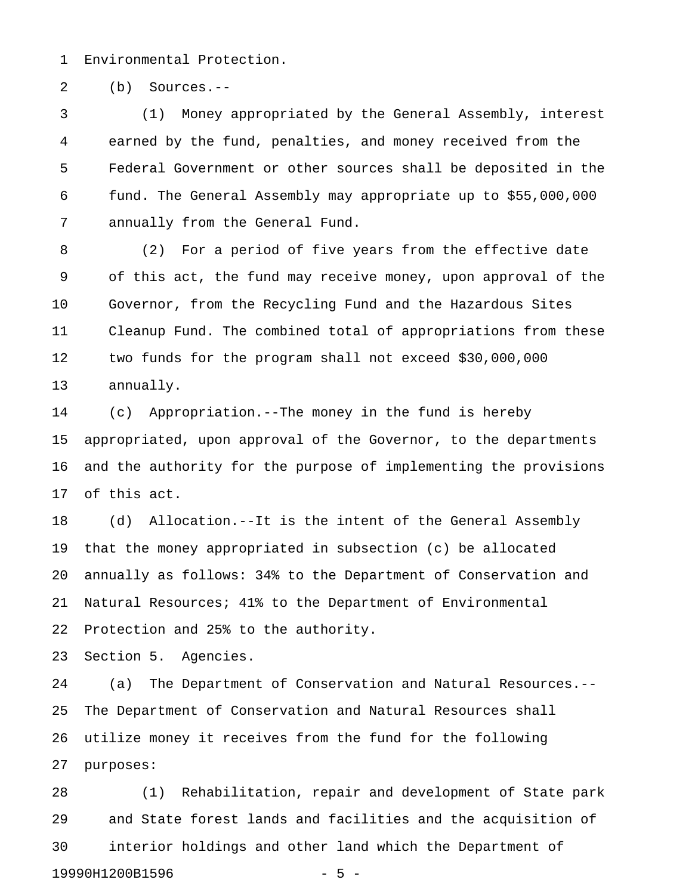Environmental Protection.

(b) Sources.--

(1) Money appropriated by the General Assembly, interest earned by the fund, penalties, and money received from the Federal Government or other sources shall be deposited in the fund. The General Assembly may appropriate up to $55,000,000 annually from the General Fund.

(2) For a period of five years from the effective date of this act, the fund may receive money, upon approval of the Governor, from the Recycling Fund and the Hazardous Sites Cleanup Fund. The combined total of appropriations from these two funds for the program shall not exceed $30,000,000 annually.

(c) Appropriation.--The money in the fund is hereby appropriated, upon approval of the Governor, to the departments and the authority for the purpose of implementing the provisions of this act.

(d) Allocation.--It is the intent of the General Assembly that the money appropriated in subsection (c) be allocated annually as follows: 34% to the Department of Conservation and Natural Resources; 41% to the Department of Environmental Protection and 25% to the authority.

Section 5. Agencies.

(a) The Department of Conservation and Natural Resources.--The Department of Conservation and Natural Resources shall utilize money it receives from the fund for the following purposes:

(1) Rehabilitation, repair and development of State park and State forest lands and facilities and the acquisition of interior holdings and other land which the Department of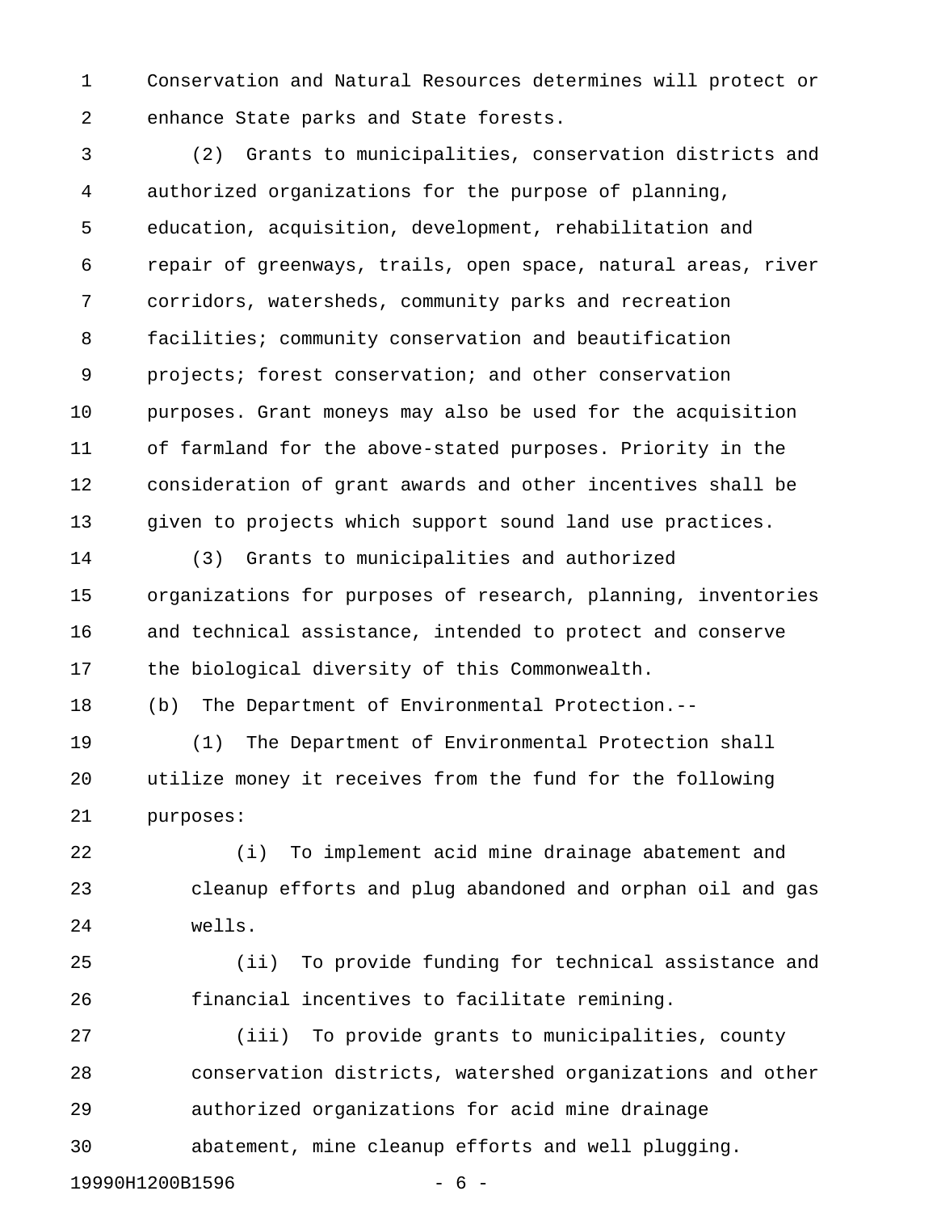Conservation and Natural Resources determines will protect or enhance State parks and State forests.

(2) Grants to municipalities, conservation districts and authorized organizations for the purpose of planning, education, acquisition, development, rehabilitation and repair of greenways, trails, open space, natural areas, river corridors, watersheds, community parks and recreation facilities; community conservation and beautification projects; forest conservation; and other conservation purposes. Grant moneys may also be used for the acquisition of farmland for the above-stated purposes. Priority in the consideration of grant awards and other incentives shall be given to projects which support sound land use practices.

(3) Grants to municipalities and authorized organizations for purposes of research, planning, inventories and technical assistance, intended to protect and conserve the biological diversity of this Commonwealth.

(b) The Department of Environmental Protection.--

(1) The Department of Environmental Protection shall utilize money it receives from the fund for the following purposes:

(i) To implement acid mine drainage abatement and cleanup efforts and plug abandoned and orphan oil and gas wells.

(ii) To provide funding for technical assistance and financial incentives to facilitate remining.

(iii) To provide grants to municipalities, county conservation districts, watershed organizations and other authorized organizations for acid mine drainage abatement, mine cleanup efforts and well plugging.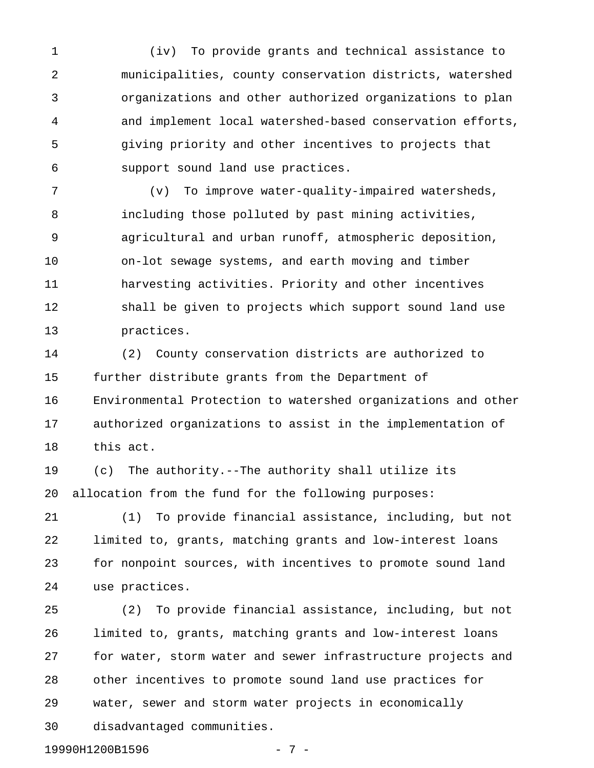(iv) To provide grants and technical assistance to municipalities, county conservation districts, watershed organizations and other authorized organizations to plan and implement local watershed-based conservation efforts, giving priority and other incentives to projects that support sound land use practices.

(v) To improve water-quality-impaired watersheds, including those polluted by past mining activities, agricultural and urban runoff, atmospheric deposition, on-lot sewage systems, and earth moving and timber harvesting activities. Priority and other incentives shall be given to projects which support sound land use practices.

(2) County conservation districts are authorized to further distribute grants from the Department of Environmental Protection to watershed organizations and other authorized organizations to assist in the implementation of this act.

(c) The authority.--The authority shall utilize its allocation from the fund for the following purposes:

(1) To provide financial assistance, including, but not limited to, grants, matching grants and low-interest loans for nonpoint sources, with incentives to promote sound land use practices.

(2) To provide financial assistance, including, but not limited to, grants, matching grants and low-interest loans for water, storm water and sewer infrastructure projects and other incentives to promote sound land use practices for water, sewer and storm water projects in economically disadvantaged communities.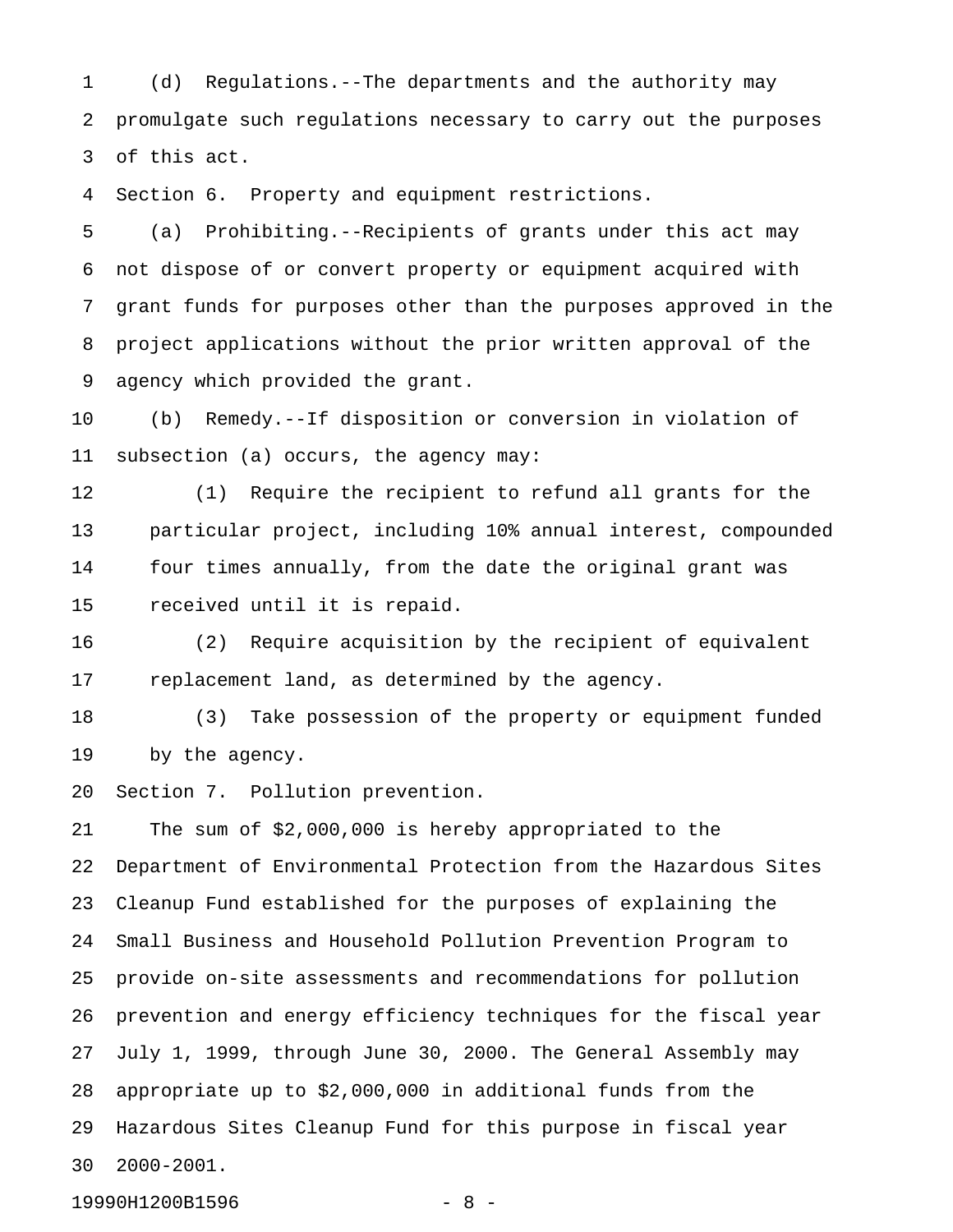(d) Regulations.--The departments and the authority may promulgate such regulations necessary to carry out the purposes of this act.

Section 6. Property and equipment restrictions.

(a) Prohibiting.--Recipients of grants under this act may not dispose of or convert property or equipment acquired with grant funds for purposes other than the purposes approved in the project applications without the prior written approval of the agency which provided the grant.

(b) Remedy.--If disposition or conversion in violation of subsection (a) occurs, the agency may:

(1) Require the recipient to refund all grants for the particular project, including 10% annual interest, compounded four times annually, from the date the original grant was received until it is repaid.

(2) Require acquisition by the recipient of equivalent replacement land, as determined by the agency.

(3) Take possession of the property or equipment funded by the agency.

Section 7. Pollution prevention.

The sum of $2,000,000 is hereby appropriated to the Department of Environmental Protection from the Hazardous Sites Cleanup Fund established for the purposes of explaining the Small Business and Household Pollution Prevention Program to provide on-site assessments and recommendations for pollution prevention and energy efficiency techniques for the fiscal year July 1, 1999, through June 30, 2000. The General Assembly may appropriate up to $2,000,000 in additional funds from the Hazardous Sites Cleanup Fund for this purpose in fiscal year 2000-2001.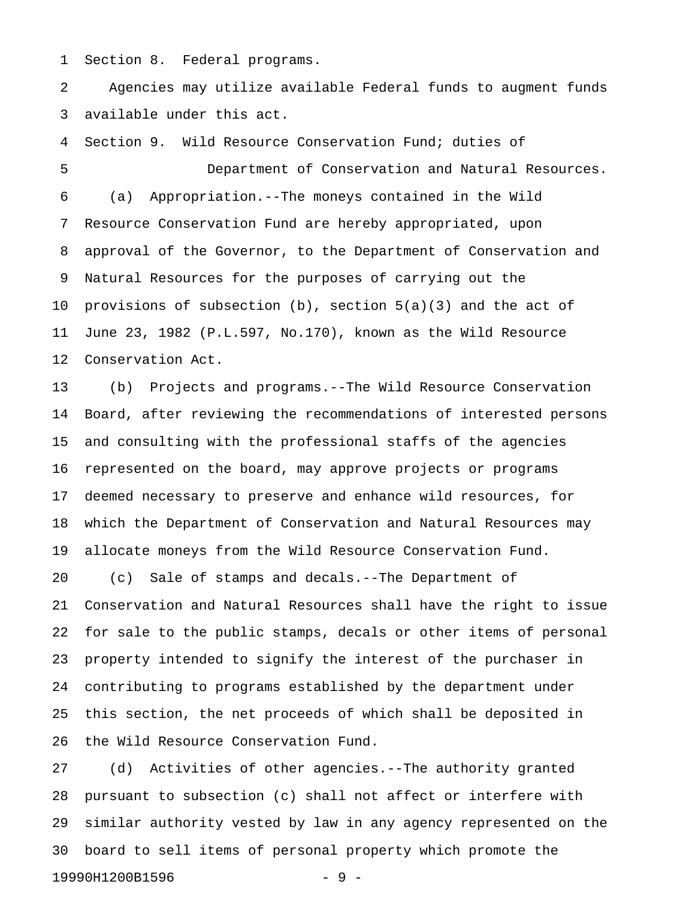Section 8. Federal programs.

Agencies may utilize available Federal funds to augment funds available under this act.

Section 9. Wild Resource Conservation Fund; duties of Department of Conservation and Natural Resources.

(a) Appropriation.--The moneys contained in the Wild Resource Conservation Fund are hereby appropriated, upon approval of the Governor, to the Department of Conservation and Natural Resources for the purposes of carrying out the provisions of subsection (b), section 5(a)(3) and the act of June 23, 1982 (P.L.597, No.170), known as the Wild Resource Conservation Act.

(b) Projects and programs.--The Wild Resource Conservation Board, after reviewing the recommendations of interested persons and consulting with the professional staffs of the agencies represented on the board, may approve projects or programs deemed necessary to preserve and enhance wild resources, for which the Department of Conservation and Natural Resources may allocate moneys from the Wild Resource Conservation Fund.

(c) Sale of stamps and decals.--The Department of Conservation and Natural Resources shall have the right to issue for sale to the public stamps, decals or other items of personal property intended to signify the interest of the purchaser in contributing to programs established by the department under this section, the net proceeds of which shall be deposited in the Wild Resource Conservation Fund.

(d) Activities of other agencies.--The authority granted pursuant to subsection (c) shall not affect or interfere with similar authority vested by law in any agency represented on the board to sell items of personal property which promote the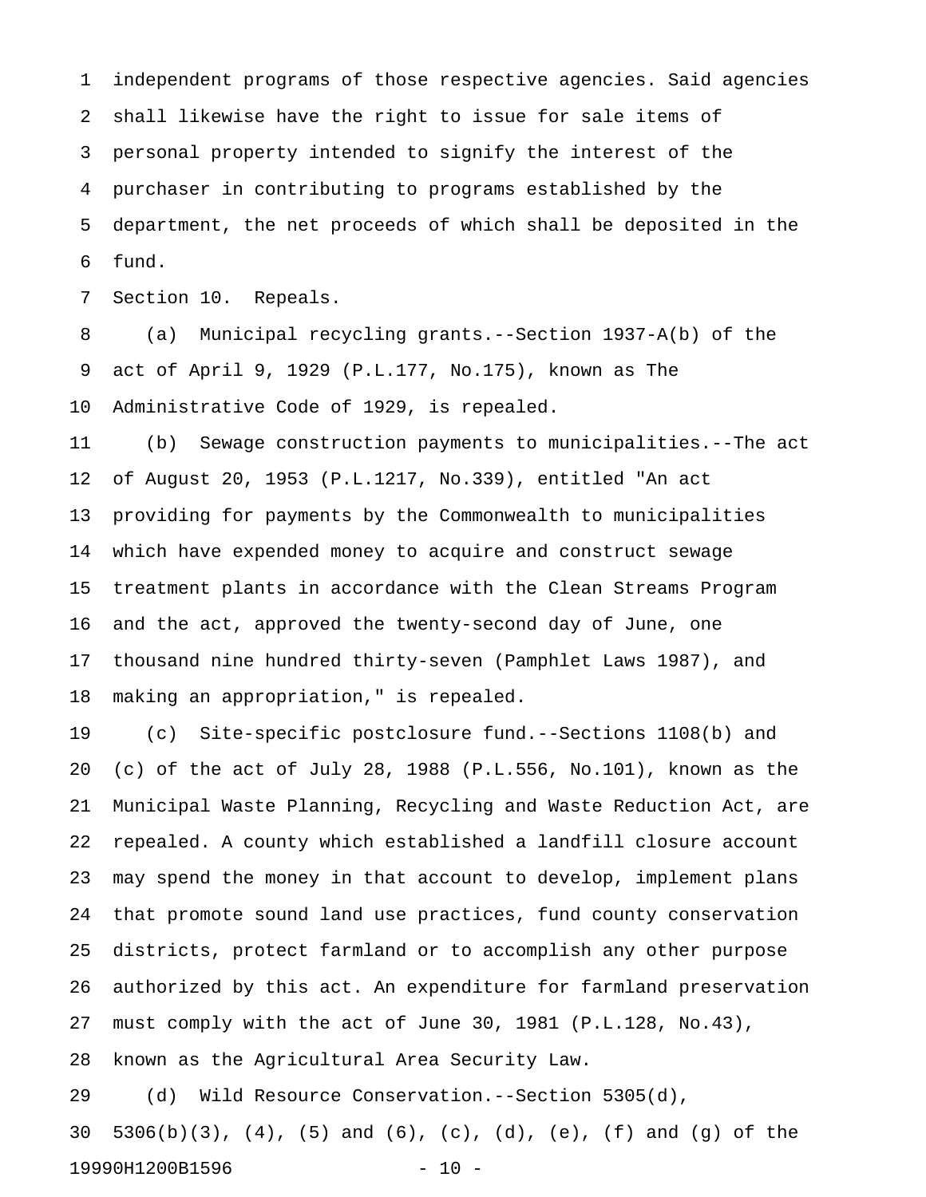independent programs of those respective agencies. Said agencies shall likewise have the right to issue for sale items of personal property intended to signify the interest of the purchaser in contributing to programs established by the department, the net proceeds of which shall be deposited in the fund.

Section 10. Repeals.

(a) Municipal recycling grants.--Section 1937-A(b) of the act of April 9, 1929 (P.L.177, No.175), known as The Administrative Code of 1929, is repealed.

(b) Sewage construction payments to municipalities.--The act of August 20, 1953 (P.L.1217, No.339), entitled "An act providing for payments by the Commonwealth to municipalities which have expended money to acquire and construct sewage treatment plants in accordance with the Clean Streams Program and the act, approved the twenty-second day of June, one thousand nine hundred thirty-seven (Pamphlet Laws 1987), and making an appropriation," is repealed.

(c) Site-specific postclosure fund.--Sections 1108(b) and (c) of the act of July 28, 1988 (P.L.556, No.101), known as the Municipal Waste Planning, Recycling and Waste Reduction Act, are repealed. A county which established a landfill closure account may spend the money in that account to develop, implement plans that promote sound land use practices, fund county conservation districts, protect farmland or to accomplish any other purpose authorized by this act. An expenditure for farmland preservation must comply with the act of June 30, 1981 (P.L.128, No.43), known as the Agricultural Area Security Law.

(d) Wild Resource Conservation.--Section 5305(d), 5306(b)(3), (4), (5) and (6), (c), (d), (e), (f) and (g) of the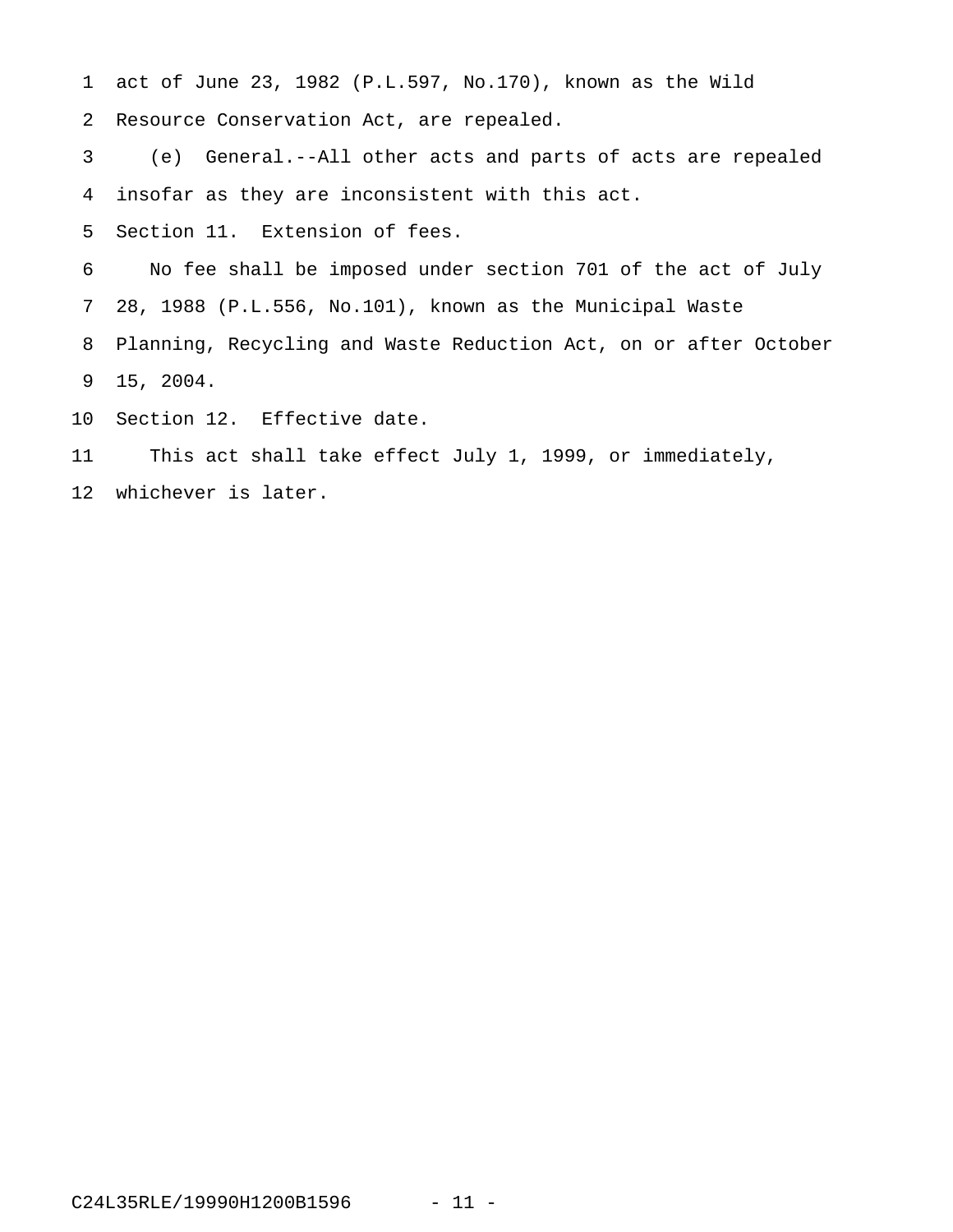act of June 23, 1982 (P.L.597, No.170), known as the Wild Resource Conservation Act, are repealed.

(e) General.--All other acts and parts of acts are repealed insofar as they are inconsistent with this act.

Section 11. Extension of fees.

No fee shall be imposed under section 701 of the act of July 28, 1988 (P.L.556, No.101), known as the Municipal Waste Planning, Recycling and Waste Reduction Act, on or after October 15, 2004.

Section 12. Effective date.

This act shall take effect July 1, 1999, or immediately, whichever is later.